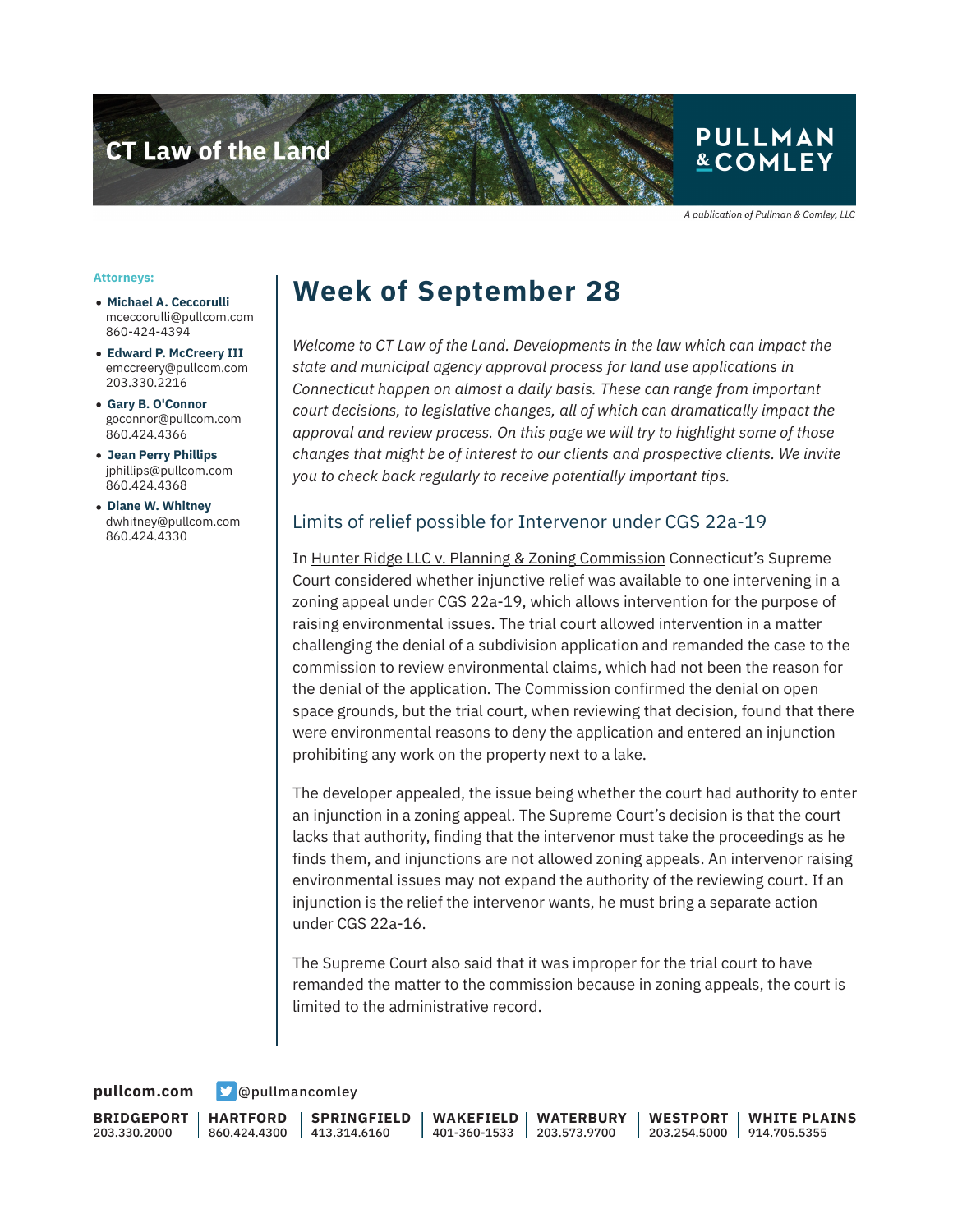CT Law of the Land

PULLMAN & COMLEY

*A publication of Pullman & Comley, LLC*

**Attorneys:**

- **Michael A. Ceccorulli**
  mceccorulli@pullcom.com
  860-424-4394
- **Edward P. McCreery III**
  emccreery@pullcom.com
  203.330.2216
- **Gary B. O'Connor**
  goconnor@pullcom.com
  860.424.4366
- **Jean Perry Phillips**
  jphillips@pullcom.com
  860.424.4368
- **Diane W. Whitney**
  dwhitney@pullcom.com
  860.424.4330

# Week of September 28

*Welcome to CT Law of the Land. Developments in the law which can impact the state and municipal agency approval process for land use applications in Connecticut happen on almost a daily basis. These can range from important court decisions, to legislative changes, all of which can dramatically impact the approval and review process. On this page we will try to highlight some of those changes that might be of interest to our clients and prospective clients. We invite you to check back regularly to receive potentially important tips.*

## Limits of relief possible for Intervenor under CGS 22a-19

In Hunter Ridge LLC v. Planning & Zoning Commission Connecticut's Supreme Court considered whether injunctive relief was available to one intervening in a zoning appeal under CGS 22a-19, which allows intervention for the purpose of raising environmental issues. The trial court allowed intervention in a matter challenging the denial of a subdivision application and remanded the case to the commission to review environmental claims, which had not been the reason for the denial of the application. The Commission confirmed the denial on open space grounds, but the trial court, when reviewing that decision, found that there were environmental reasons to deny the application and entered an injunction prohibiting any work on the property next to a lake.

The developer appealed, the issue being whether the court had authority to enter an injunction in a zoning appeal. The Supreme Court's decision is that the court lacks that authority, finding that the intervenor must take the proceedings as he finds them, and injunctions are not allowed zoning appeals. An intervenor raising environmental issues may not expand the authority of the reviewing court. If an injunction is the relief the intervenor wants, he must bring a separate action under CGS 22a-16.

The Supreme Court also said that it was improper for the trial court to have remanded the matter to the commission because in zoning appeals, the court is limited to the administrative record.

**pullcom.com** @pullmancomley

**BRIDGEPORT** 203.330.2000 | **HARTFORD** 860.424.4300 | **SPRINGFIELD** 413.314.6160 | **WAKEFIELD** 401-360-1533 | **WATERBURY** 203.573.9700 | **WESTPORT** 203.254.5000 | **WHITE PLAINS** 914.705.5355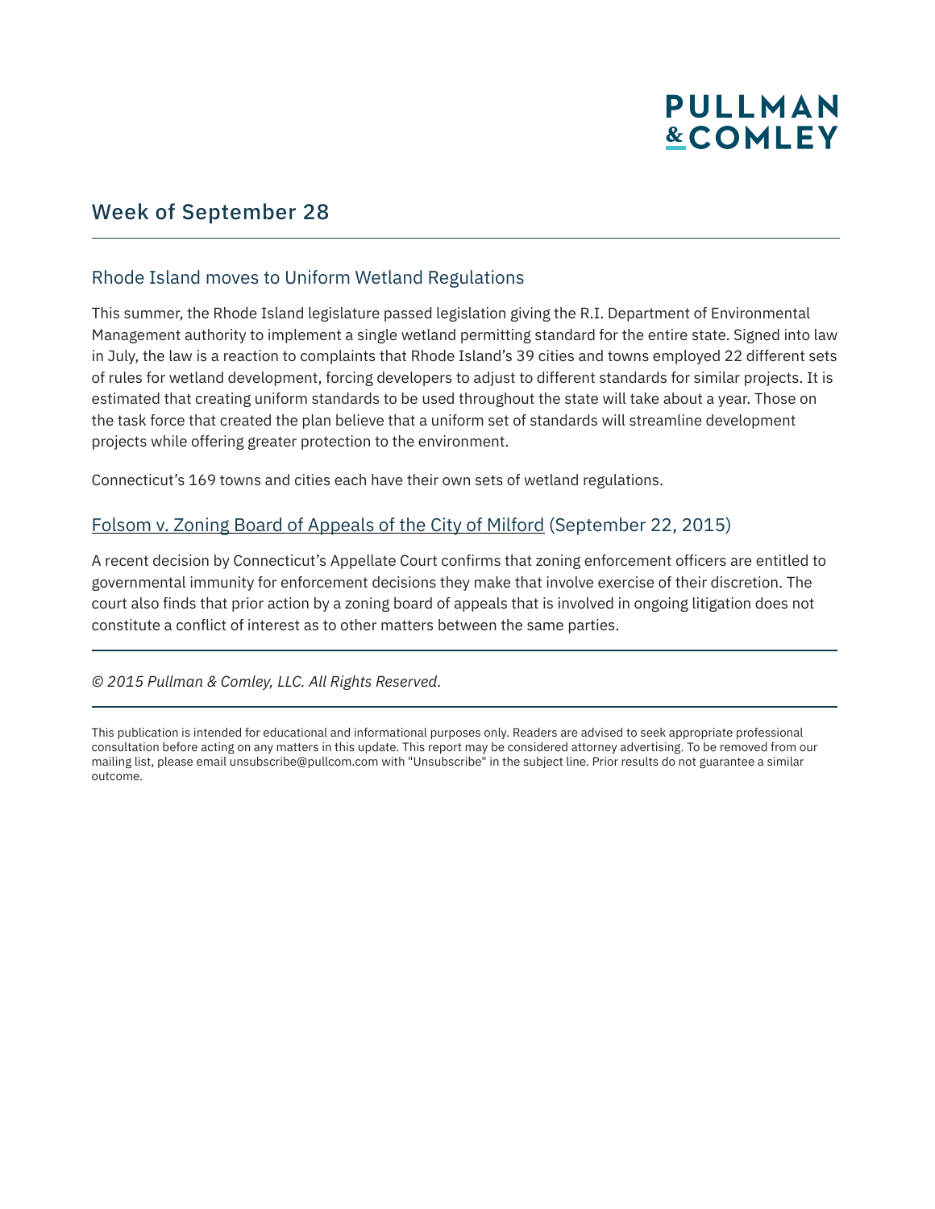# PULLMAN & COMLEY

## Week of September 28

### Rhode Island moves to Uniform Wetland Regulations

This summer, the Rhode Island legislature passed legislation giving the R.I. Department of Environmental Management authority to implement a single wetland permitting standard for the entire state. Signed into law in July, the law is a reaction to complaints that Rhode Island's 39 cities and towns employed 22 different sets of rules for wetland development, forcing developers to adjust to different standards for similar projects. It is estimated that creating uniform standards to be used throughout the state will take about a year. Those on the task force that created the plan believe that a uniform set of standards will streamline development projects while offering greater protection to the environment.

Connecticut's 169 towns and cities each have their own sets of wetland regulations.

### Folsom v. Zoning Board of Appeals of the City of Milford (September 22, 2015)

A recent decision by Connecticut's Appellate Court confirms that zoning enforcement officers are entitled to governmental immunity for enforcement decisions they make that involve exercise of their discretion. The court also finds that prior action by a zoning board of appeals that is involved in ongoing litigation does not constitute a conflict of interest as to other matters between the same parties.

---

*© 2015 Pullman & Comley, LLC. All Rights Reserved.*

---

This publication is intended for educational and informational purposes only. Readers are advised to seek appropriate professional consultation before acting on any matters in this update. This report may be considered attorney advertising. To be removed from our mailing list, please email unsubscribe@pullcom.com with "Unsubscribe" in the subject line. Prior results do not guarantee a similar outcome.